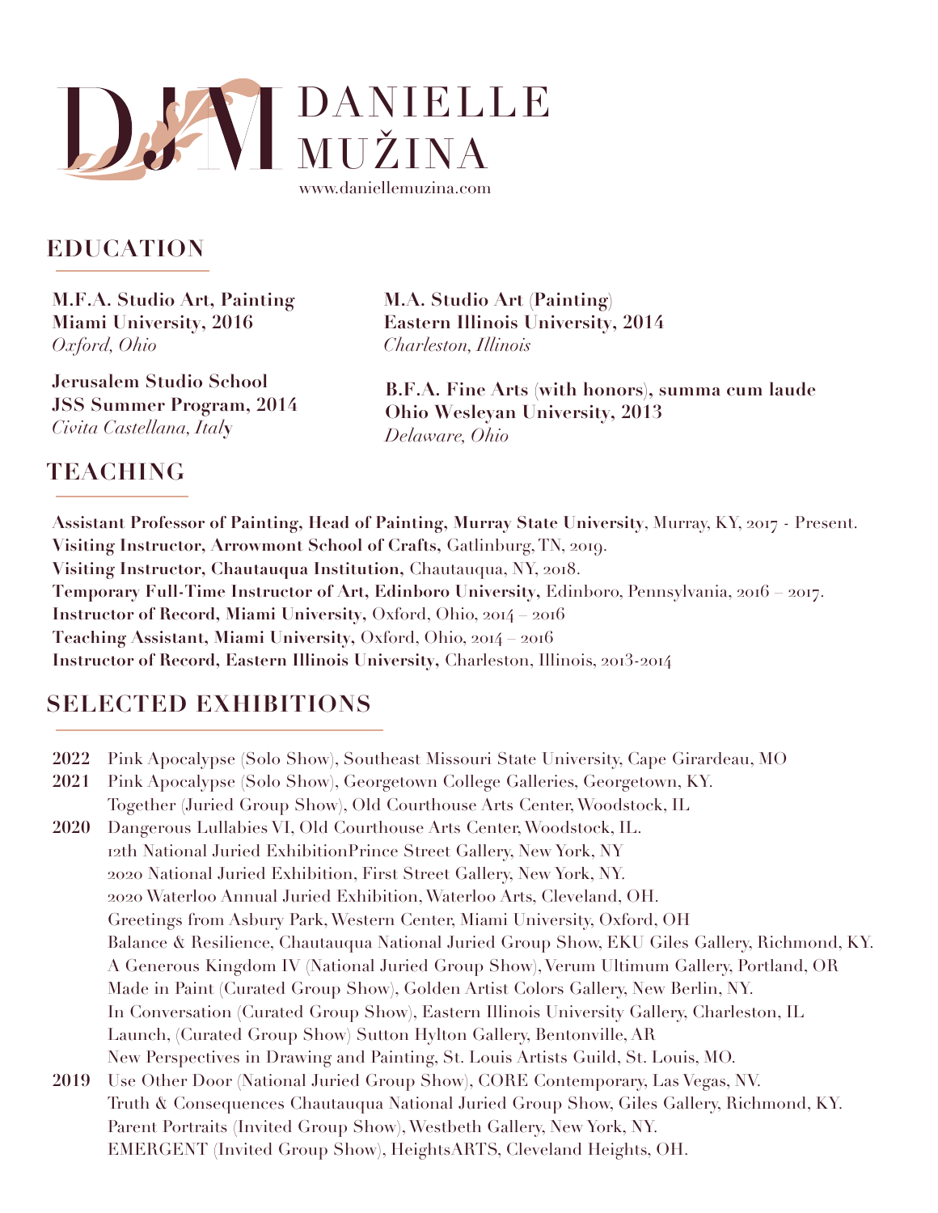# DANIELLE MUŽINA

www.daniellemuzina.com

## EDUCATION

**M.F.A. Studio Art, Painting**
**Miami University, 2016**
*Oxford, Ohio*

**Jerusalem Studio School**
**JSS Summer Program, 2014**
*Civita Castellana, Italy*

**M.A. Studio Art (Painting)**
**Eastern Illinois University, 2014**
*Charleston, Illinois*

**B.F.A. Fine Arts (with honors), summa cum laude**
**Ohio Wesleyan University, 2013**
*Delaware, Ohio*

## TEACHING

**Assistant Professor of Painting, Head of Painting, Murray State University**, Murray, KY, 2017 - Present.
**Visiting Instructor, Arrowmont School of Crafts,** Gatlinburg, TN, 2019.
**Visiting Instructor, Chautauqua Institution,** Chautauqua, NY, 2018.
**Temporary Full-Time Instructor of Art, Edinboro University,** Edinboro, Pennsylvania, 2016 – 2017.
**Instructor of Record, Miami University,** Oxford, Ohio, 2014 – 2016
**Teaching Assistant, Miami University,** Oxford, Ohio, 2014 – 2016
**Instructor of Record, Eastern Illinois University,** Charleston, Illinois, 2013-2014

## SELECTED EXHIBITIONS

**2022** Pink Apocalypse (Solo Show), Southeast Missouri State University, Cape Girardeau, MO

**2021** Pink Apocalypse (Solo Show), Georgetown College Galleries, Georgetown, KY.
Together (Juried Group Show), Old Courthouse Arts Center, Woodstock, IL

**2020** Dangerous Lullabies VI, Old Courthouse Arts Center, Woodstock, IL.
12th National Juried ExhibitionPrince Street Gallery, New York, NY
2020 National Juried Exhibition, First Street Gallery, New York, NY.
2020 Waterloo Annual Juried Exhibition, Waterloo Arts, Cleveland, OH.
Greetings from Asbury Park, Western Center, Miami University, Oxford, OH
Balance & Resilience, Chautauqua National Juried Group Show, EKU Giles Gallery, Richmond, KY.
A Generous Kingdom IV (National Juried Group Show), Verum Ultimum Gallery, Portland, OR
Made in Paint (Curated Group Show), Golden Artist Colors Gallery, New Berlin, NY.
In Conversation (Curated Group Show), Eastern Illinois University Gallery, Charleston, IL
Launch, (Curated Group Show) Sutton Hylton Gallery, Bentonville, AR
New Perspectives in Drawing and Painting, St. Louis Artists Guild, St. Louis, MO.

**2019** Use Other Door (National Juried Group Show), CORE Contemporary, Las Vegas, NV.
Truth & Consequences Chautauqua National Juried Group Show, Giles Gallery, Richmond, KY.
Parent Portraits (Invited Group Show), Westbeth Gallery, New York, NY.
EMERGENT (Invited Group Show), HeightsARTS, Cleveland Heights, OH.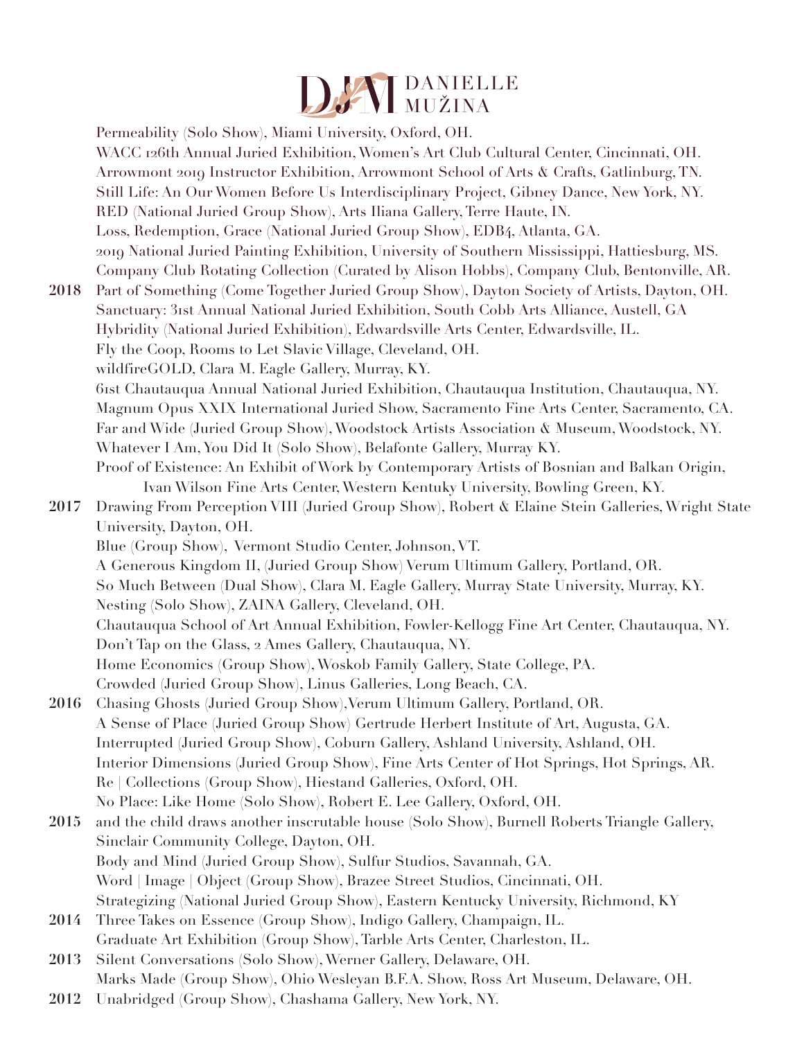Permeability (Solo Show), Miami University, Oxford, OH.
WACC 126th Annual Juried Exhibition, Women's Art Club Cultural Center, Cincinnati, OH.
Arrowmont 2019 Instructor Exhibition, Arrowmont School of Arts & Crafts, Gatlinburg, TN.
Still Life: An Our Women Before Us Interdisciplinary Project, Gibney Dance, New York, NY.
RED (National Juried Group Show), Arts Iliana Gallery, Terre Haute, IN.
Loss, Redemption, Grace (National Juried Group Show), EDB4, Atlanta, GA.
2019 National Juried Painting Exhibition, University of Southern Mississippi, Hattiesburg, MS.
Company Club Rotating Collection (Curated by Alison Hobbs), Company Club, Bentonville, AR.

**2018** Part of Something (Come Together Juried Group Show), Dayton Society of Artists, Dayton, OH.
Sanctuary: 31st Annual National Juried Exhibition, South Cobb Arts Alliance, Austell, GA
Hybridity (National Juried Exhibition), Edwardsville Arts Center, Edwardsville, IL.
Fly the Coop, Rooms to Let Slavic Village, Cleveland, OH.
wildfireGOLD, Clara M. Eagle Gallery, Murray, KY.
61st Chautauqua Annual National Juried Exhibition, Chautauqua Institution, Chautauqua, NY.
Magnum Opus XXIX International Juried Show, Sacramento Fine Arts Center, Sacramento, CA.
Far and Wide (Juried Group Show), Woodstock Artists Association & Museum, Woodstock, NY.
Whatever I Am, You Did It (Solo Show), Belafonte Gallery, Murray KY.
Proof of Existence: An Exhibit of Work by Contemporary Artists of Bosnian and Balkan Origin, Ivan Wilson Fine Arts Center, Western Kentuky University, Bowling Green, KY.

**2017** Drawing From Perception VIII (Juried Group Show), Robert & Elaine Stein Galleries, Wright State University, Dayton, OH.
Blue (Group Show), Vermont Studio Center, Johnson, VT.
A Generous Kingdom II, (Juried Group Show) Verum Ultimum Gallery, Portland, OR.
So Much Between (Dual Show), Clara M. Eagle Gallery, Murray State University, Murray, KY.
Nesting (Solo Show), ZAINA Gallery, Cleveland, OH.
Chautauqua School of Art Annual Exhibition, Fowler-Kellogg Fine Art Center, Chautauqua, NY.
Don't Tap on the Glass, 2 Ames Gallery, Chautauqua, NY.
Home Economics (Group Show), Woskob Family Gallery, State College, PA.
Crowded (Juried Group Show), Linus Galleries, Long Beach, CA.

**2016** Chasing Ghosts (Juried Group Show),Verum Ultimum Gallery, Portland, OR.
A Sense of Place (Juried Group Show) Gertrude Herbert Institute of Art, Augusta, GA.
Interrupted (Juried Group Show), Coburn Gallery, Ashland University, Ashland, OH.
Interior Dimensions (Juried Group Show), Fine Arts Center of Hot Springs, Hot Springs, AR.
Re | Collections (Group Show), Hiestand Galleries, Oxford, OH.
No Place: Like Home (Solo Show), Robert E. Lee Gallery, Oxford, OH.

**2015** and the child draws another inscrutable house (Solo Show), Burnell Roberts Triangle Gallery, Sinclair Community College, Dayton, OH.
Body and Mind (Juried Group Show), Sulfur Studios, Savannah, GA.
Word | Image | Object (Group Show), Brazee Street Studios, Cincinnati, OH.
Strategizing (National Juried Group Show), Eastern Kentucky University, Richmond, KY

**2014** Three Takes on Essence (Group Show), Indigo Gallery, Champaign, IL.
Graduate Art Exhibition (Group Show), Tarble Arts Center, Charleston, IL.

**2013** Silent Conversations (Solo Show), Werner Gallery, Delaware, OH.
Marks Made (Group Show), Ohio Wesleyan B.F.A. Show, Ross Art Museum, Delaware, OH.

**2012** Unabridged (Group Show), Chashama Gallery, New York, NY.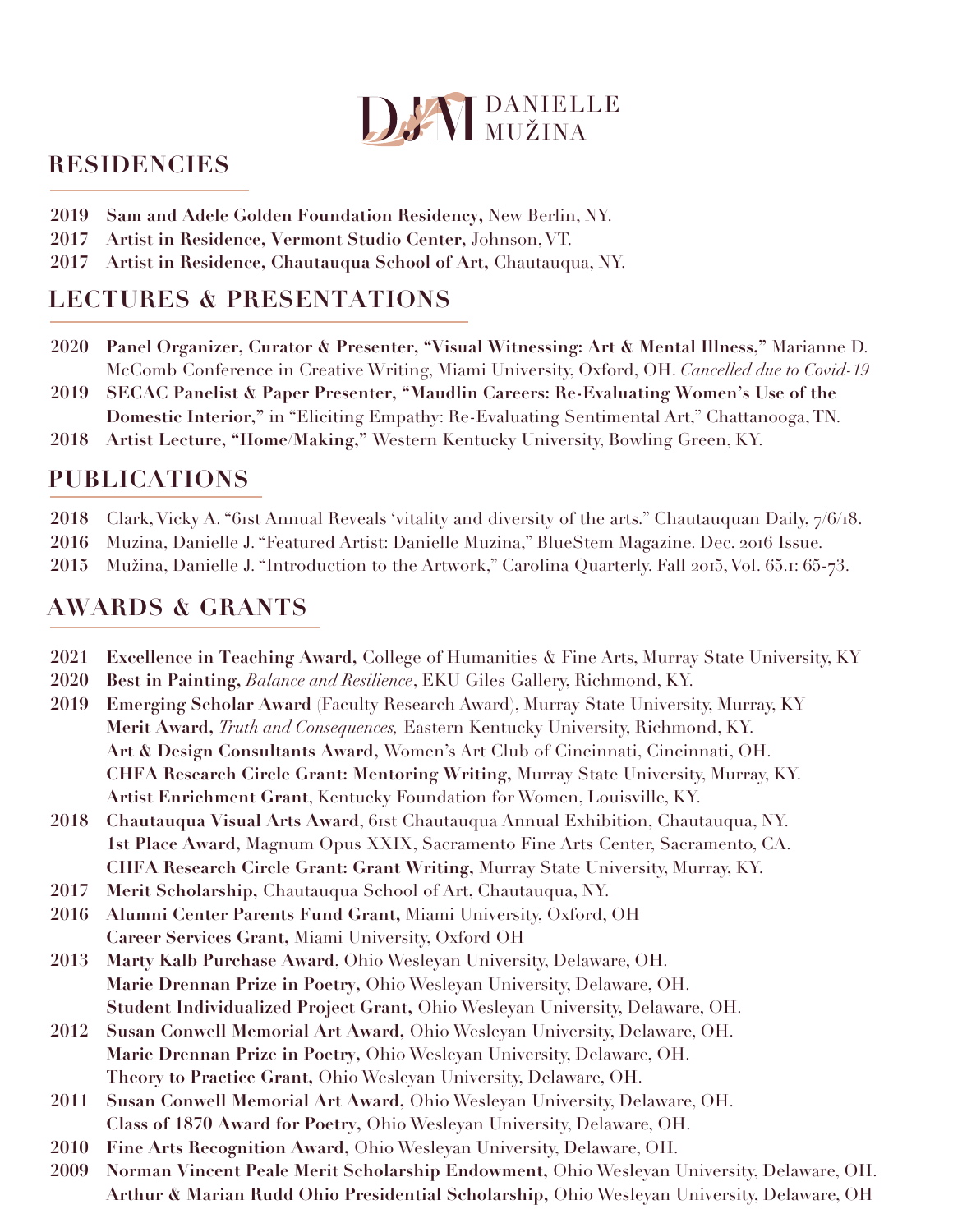## RESIDENCIES

**2019** **Sam and Adele Golden Foundation Residency,** New Berlin, NY.
**2017** **Artist in Residence, Vermont Studio Center,** Johnson, VT.
**2017** **Artist in Residence, Chautauqua School of Art,** Chautauqua, NY.

## LECTURES & PRESENTATIONS

**2020** **Panel Organizer, Curator & Presenter, "Visual Witnessing: Art & Mental Illness,"** Marianne D. McComb Conference in Creative Writing, Miami University, Oxford, OH. *Cancelled due to Covid-19*
**2019** **SECAC Panelist & Paper Presenter, "Maudlin Careers: Re-Evaluating Women's Use of the Domestic Interior,"** in "Eliciting Empathy: Re-Evaluating Sentimental Art," Chattanooga, TN.
**2018** **Artist Lecture, "Home/Making,"** Western Kentucky University, Bowling Green, KY.

## PUBLICATIONS

**2018** Clark, Vicky A. "61st Annual Reveals 'vitality and diversity of the arts." Chautauquan Daily, 7/6/18.
**2016** Muzina, Danielle J. "Featured Artist: Danielle Muzina," BlueStem Magazine. Dec. 2016 Issue.
**2015** Mužina, Danielle J. "Introduction to the Artwork," Carolina Quarterly. Fall 2015, Vol. 65.1: 65-73.

## AWARDS & GRANTS

**2021** **Excellence in Teaching Award,** College of Humanities & Fine Arts, Murray State University, KY
**2020** **Best in Painting,** *Balance and Resilience*, EKU Giles Gallery, Richmond, KY.
**2019** **Emerging Scholar Award** (Faculty Research Award), Murray State University, Murray, KY
**Merit Award,** *Truth and Consequences,* Eastern Kentucky University, Richmond, KY.
**Art & Design Consultants Award,** Women's Art Club of Cincinnati, Cincinnati, OH.
**CHFA Research Circle Grant: Mentoring Writing,** Murray State University, Murray, KY.
**Artist Enrichment Grant**, Kentucky Foundation for Women, Louisville, KY.
**2018** **Chautauqua Visual Arts Award**, 61st Chautauqua Annual Exhibition, Chautauqua, NY.
**1st Place Award,** Magnum Opus XXIX, Sacramento Fine Arts Center, Sacramento, CA.
**CHFA Research Circle Grant: Grant Writing,** Murray State University, Murray, KY.
**2017** **Merit Scholarship,** Chautauqua School of Art, Chautauqua, NY.
**2016** **Alumni Center Parents Fund Grant,** Miami University, Oxford, OH
**Career Services Grant,** Miami University, Oxford OH
**2013** **Marty Kalb Purchase Award**, Ohio Wesleyan University, Delaware, OH.
**Marie Drennan Prize in Poetry,** Ohio Wesleyan University, Delaware, OH.
**Student Individualized Project Grant,** Ohio Wesleyan University, Delaware, OH.
**2012** **Susan Conwell Memorial Art Award,** Ohio Wesleyan University, Delaware, OH.
**Marie Drennan Prize in Poetry,** Ohio Wesleyan University, Delaware, OH.
**Theory to Practice Grant,** Ohio Wesleyan University, Delaware, OH.
**2011** **Susan Conwell Memorial Art Award,** Ohio Wesleyan University, Delaware, OH.
**Class of 1870 Award for Poetry,** Ohio Wesleyan University, Delaware, OH.
**2010** **Fine Arts Recognition Award,** Ohio Wesleyan University, Delaware, OH.
**2009** **Norman Vincent Peale Merit Scholarship Endowment,** Ohio Wesleyan University, Delaware, OH.
**Arthur & Marian Rudd Ohio Presidential Scholarship,** Ohio Wesleyan University, Delaware, OH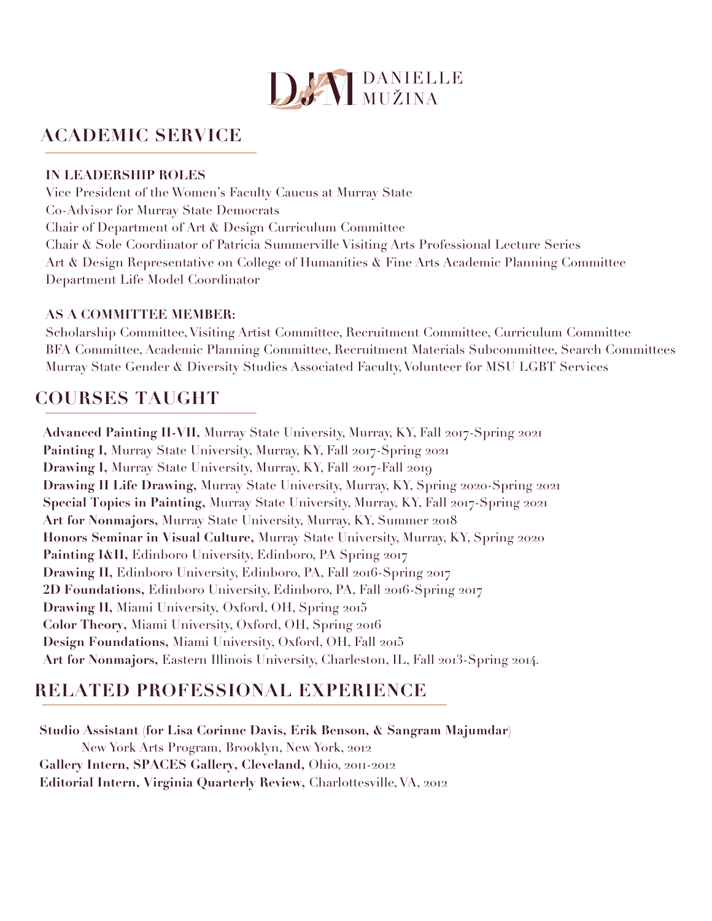DANIELLE MUŽINA

## ACADEMIC SERVICE

**IN LEADERSHIP ROLES**

Vice President of the Women's Faculty Caucus at Murray State
Co-Advisor for Murray State Democrats
Chair of Department of Art & Design Curriculum Committee
Chair & Sole Coordinator of Patricia Summerville Visiting Arts Professional Lecture Series
Art & Design Representative on College of Humanities & Fine Arts Academic Planning Committee
Department Life Model Coordinator

**AS A COMMITTEE MEMBER:**

Scholarship Committee, Visiting Artist Committee, Recruitment Committee, Curriculum Committee
BFA Committee, Academic Planning Committee, Recruitment Materials Subcommittee, Search Committees
Murray State Gender & Diversity Studies Associated Faculty, Volunteer for MSU LGBT Services

## COURSES TAUGHT

**Advanced Painting II-VII,** Murray State University, Murray, KY, Fall 2017-Spring 2021
**Painting I,** Murray State University, Murray, KY, Fall 2017-Spring 2021
**Drawing I,** Murray State University, Murray, KY, Fall 2017-Fall 2019
**Drawing II Life Drawing,** Murray State University, Murray, KY, Spring 2020-Spring 2021
**Special Topics in Painting,** Murray State University, Murray, KY, Fall 2017-Spring 2021
**Art for Nonmajors,** Murray State University, Murray, KY, Summer 2018
**Honors Seminar in Visual Culture,** Murray State University, Murray, KY, Spring 2020
**Painting I&II,** Edinboro University, Edinboro, PA Spring 2017
**Drawing II,** Edinboro University, Edinboro, PA, Fall 2016-Spring 2017
**2D Foundations,** Edinboro University, Edinboro, PA, Fall 2016-Spring 2017
**Drawing II,** Miami University, Oxford, OH, Spring 2015
**Color Theory,** Miami University, Oxford, OH, Spring 2016
**Design Foundations,** Miami University, Oxford, OH, Fall 2015
**Art for Nonmajors,** Eastern Illinois University, Charleston, IL, Fall 2013-Spring 2014.

## RELATED PROFESSIONAL EXPERIENCE

**Studio Assistant** (**for Lisa Corinne Davis, Erik Benson, & Sangram Majumdar**)
New York Arts Program, Brooklyn, New York, 2012
**Gallery Intern, SPACES Gallery, Cleveland,** Ohio, 2011-2012
**Editorial Intern, Virginia Quarterly Review,** Charlottesville, VA, 2012